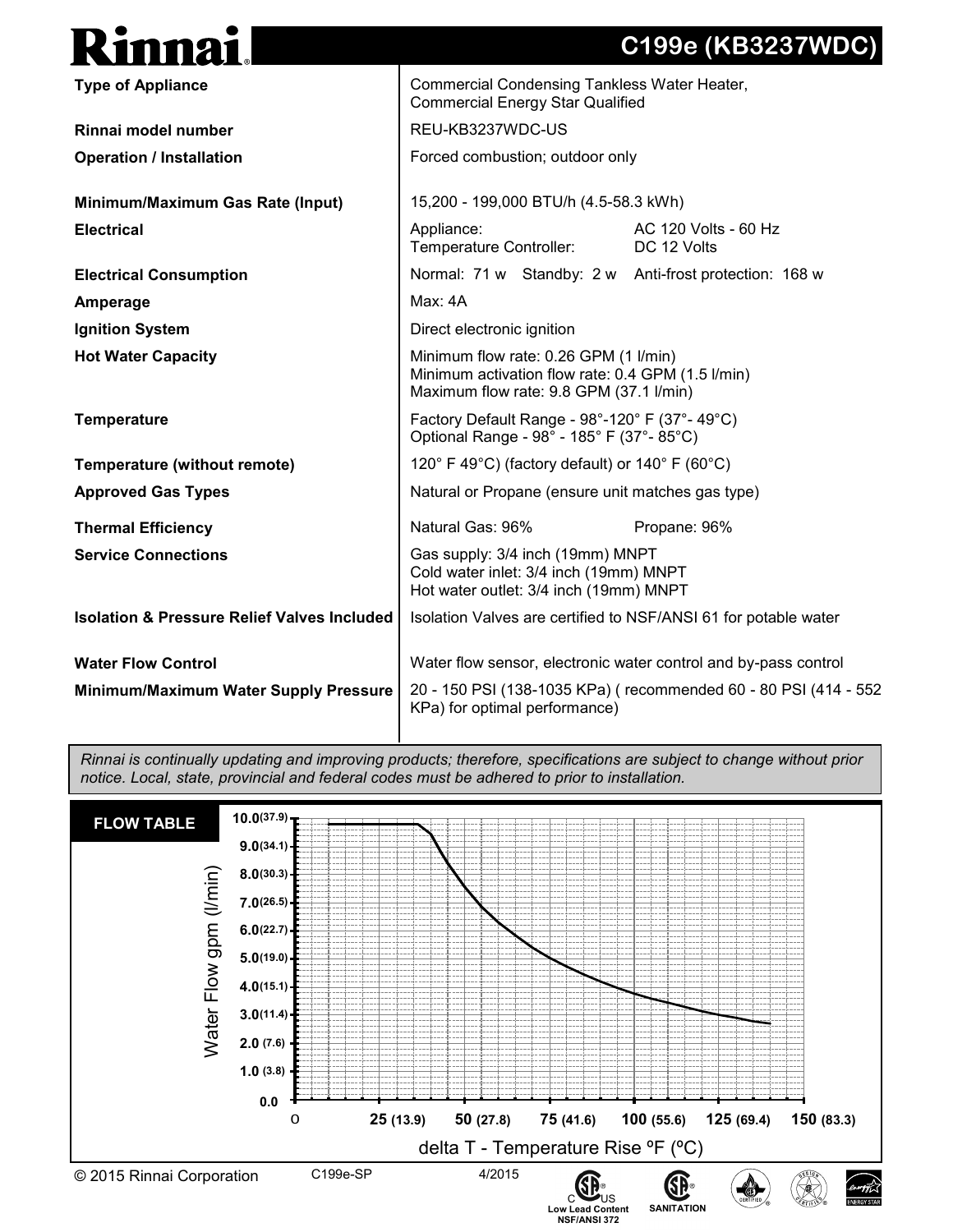# Rinnai C199e (KB3237WDC)

| | |
|---|---|
| **Type of Appliance** | Commercial Condensing Tankless Water Heater, Commercial Energy Star Qualified |
| **Rinnai model number** | REU-KB3237WDC-US |
| **Operation / Installation** | Forced combustion; outdoor only |
| **Minimum/Maximum Gas Rate (Input)** | 15,200 - 199,000 BTU/h (4.5-58.3 kWh) |
| **Electrical** | Appliance: AC 120 Volts - 60 Hz<br>Temperature Controller: DC 12 Volts |
| **Electrical Consumption** | Normal: 71 w Standby: 2 w Anti-frost protection: 168 w |
| **Amperage** | Max: 4A |
| **Ignition System** | Direct electronic ignition |
| **Hot Water Capacity** | Minimum flow rate: 0.26 GPM (1 l/min)<br>Minimum activation flow rate: 0.4 GPM (1.5 l/min)<br>Maximum flow rate: 9.8 GPM (37.1 l/min) |
| **Temperature** | Factory Default Range - 98°-120° F (37°- 49°C)<br>Optional Range - 98° - 185° F (37°- 85°C) |
| **Temperature (without remote)** | 120° F 49°C) (factory default) or 140° F (60°C) |
| **Approved Gas Types** | Natural or Propane (ensure unit matches gas type) |
| **Thermal Efficiency** | Natural Gas: 96% Propane: 96% |
| **Service Connections** | Gas supply: 3/4 inch (19mm) MNPT<br>Cold water inlet: 3/4 inch (19mm) MNPT<br>Hot water outlet: 3/4 inch (19mm) MNPT |
| **Isolation & Pressure Relief Valves Included** | Isolation Valves are certified to NSF/ANSI 61 for potable water |
| **Water Flow Control** | Water flow sensor, electronic water control and by-pass control |
| **Minimum/Maximum Water Supply Pressure** | 20 - 150 PSI (138-1035 KPa) ( recommended 60 - 80 PSI (414 - 552 KPa) for optimal performance) |

*Rinnai is continually updating and improving products; therefore, specifications are subject to change without prior notice. Local, state, provincial and federal codes must be adhered to prior to installation.*

## FLOW TABLE

Water Flow gpm (l/min): 0.0, 1.0 (3.8), 2.0 (7.6), 3.0 (11.4), 4.0 (15.1), 5.0 (19.0), 6.0 (22.7), 7.0 (26.5), 8.0 (30.3), 9.0 (34.1), 10.0 (37.9)

delta T - Temperature Rise ºF (ºC): 0, 25 (13.9), 50 (27.8), 75 (41.6), 100 (55.6), 125 (69.4), 150 (83.3)

© 2015 Rinnai Corporation C199e-SP 4/2015

Low Lead Content NSF/ANSI 372 SANITATION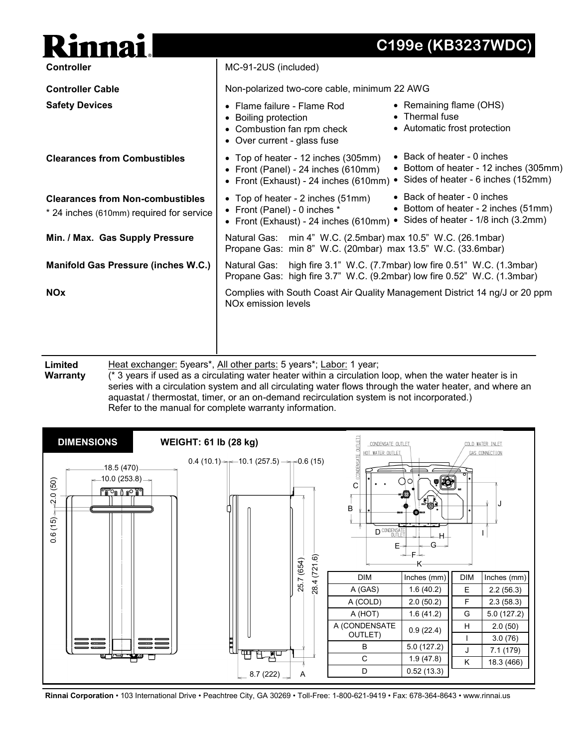# Rinnai

## C199e (KB3237WDC)

| | |
|---|---|
| **Controller** | MC-91-2US (included) |
| **Controller Cable** | Non-polarized two-core cable, minimum 22 AWG |
| **Safety Devices** | • Flame failure - Flame Rod<br>• Boiling protection<br>• Combustion fan rpm check<br>• Over current - glass fuse<br>• Remaining flame (OHS)<br>• Thermal fuse<br>• Automatic frost protection |
| **Clearances from Combustibles** | • Top of heater - 12 inches (305mm)<br>• Front (Panel) - 24 inches (610mm)<br>• Front (Exhaust) - 24 inches (610mm)<br>• Back of heater - 0 inches<br>• Bottom of heater - 12 inches (305mm)<br>• Sides of heater - 6 inches (152mm) |
| **Clearances from Non-combustibles**<br>* 24 inches (610mm) required for service | • Top of heater - 2 inches (51mm)<br>• Front (Panel) - 0 inches *<br>• Front (Exhaust) - 24 inches (610mm)<br>• Back of heater - 0 inches<br>• Bottom of heater - 2 inches (51mm)<br>• Sides of heater - 1/8 inch (3.2mm) |
| **Min. / Max. Gas Supply Pressure** | Natural Gas: min 4" W.C. (2.5mbar) max 10.5" W.C. (26.1mbar)<br>Propane Gas: min 8" W.C. (20mbar) max 13.5" W.C. (33.6mbar) |
| **Manifold Gas Pressure (inches W.C.)** | Natural Gas: high fire 3.1" W.C. (7.7mbar) low fire 0.51" W.C. (1.3mbar)<br>Propane Gas: high fire 3.7" W.C. (9.2mbar) low fire 0.52" W.C. (1.3mbar) |
| **NOx** | Complies with South Coast Air Quality Management District 14 ng/J or 20 ppm NOx emission levels |

**Limited Warranty** Heat exchanger: 5years*, All other parts: 5 years*; Labor: 1 year; (* 3 years if used as a circulating water heater within a circulation loop, when the water heater is in series with a circulation system and all circulating water flows through the water heater, and where an aquastat / thermostat, timer, or an on-demand recirculation system is not incorporated.) Refer to the manual for complete warranty information.

**DIMENSIONS** **WEIGHT: 61 lb (28 kg)**

18.5 (470)
10.0 (253.8)
2.0 (50)
0.6 (15)
0.4 (10.1)
10.1 (257.5)
0.6 (15)
25.7 (654)
28.4 (721.6)
8.7 (222)
A

CONDENSATE OUTLET
HOT WATER OUTLET
(CONDENSATE OUTLET)
COLD WATER INLET
GAS CONNECTION
C B D E F G H I J K

| DIM | Inches (mm) |
|---|---|
| A (GAS) | 1.6 (40.2) |
| A (COLD) | 2.0 (50.2) |
| A (HOT) | 1.6 (41.2) |
| A (CONDENSATE OUTLET) | 0.9 (22.4) |
| B | 5.0 (127.2) |
| C | 1.9 (47.8) |
| D | 0.52 (13.3) |

| DIM | Inches (mm) |
|---|---|
| E | 2.2 (56.3) |
| F | 2.3 (58.3) |
| G | 5.0 (127.2) |
| H | 2.0 (50) |
| I | 3.0 (76) |
| J | 7.1 (179) |
| K | 18.3 (466) |

**Rinnai Corporation** • 103 International Drive • Peachtree City, GA 30269 • Toll-Free: 1-800-621-9419 • Fax: 678-364-8643 • www.rinnai.us